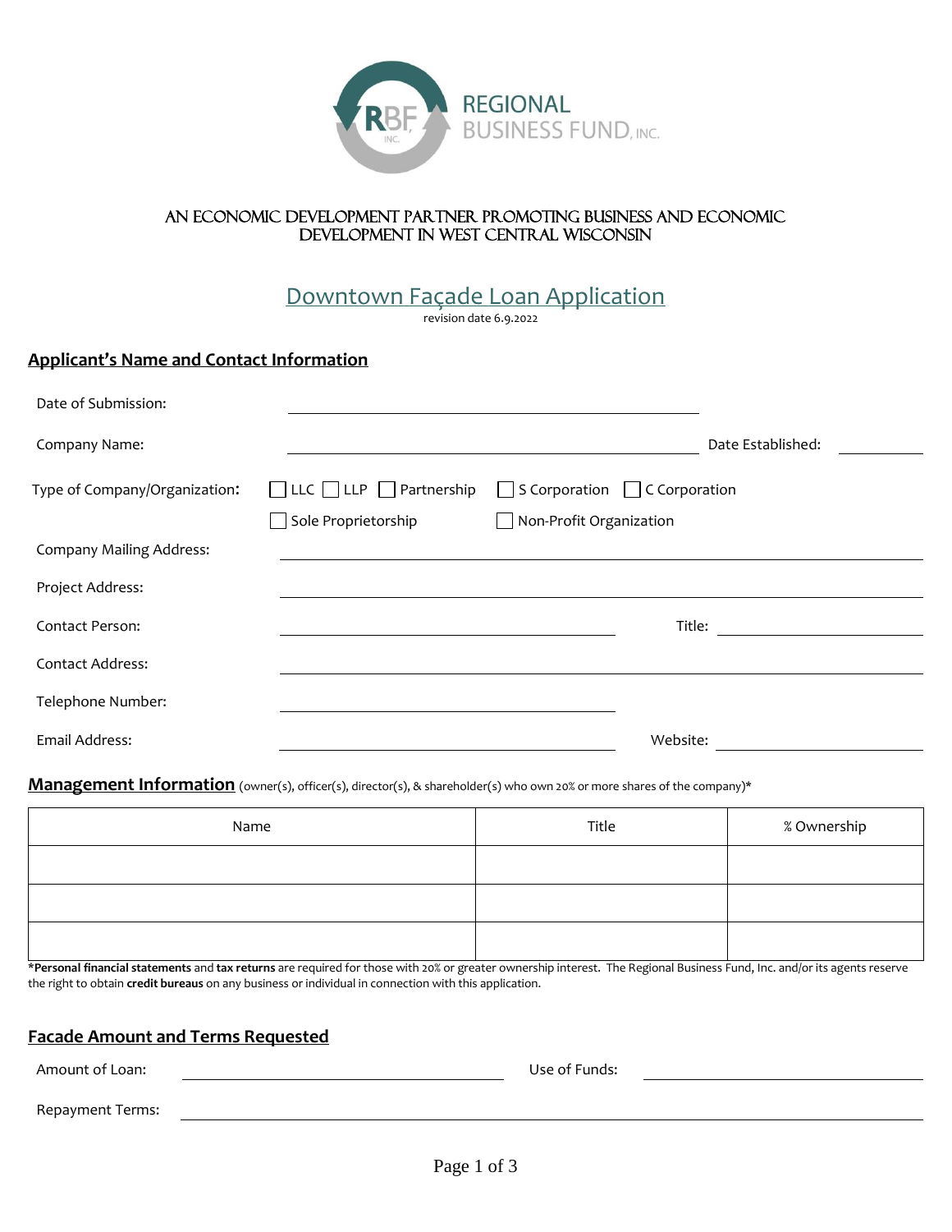REGIONAL BUSINESS FUND, INC.

AN ECONOMIC DEVELOPMENT PARTNER PROMOTING BUSINESS AND ECONOMIC DEVELOPMENT IN WEST CENTRAL WISCONSIN

# Downtown Façade Loan Application

revision date 6.9.2022

## Applicant's Name and Contact Information

Date of Submission: ______________________________

Company Name: ______________________________ Date Established: __________

Type of Company/Organization: ☐ LLC ☐ LLP ☐ Partnership ☐ S Corporation ☐ C Corporation ☐ Sole Proprietorship ☐ Non-Profit Organization

Company Mailing Address: ______________________________

Project Address: ______________________________

Contact Person: ______________________________ Title: __________

Contact Address: ______________________________

Telephone Number: ______________________________

Email Address: ______________________________ Website: __________

## Management Information (owner(s), officer(s), director(s), & shareholder(s) who own 20% or more shares of the company)*

| Name | Title | % Ownership |
|---|---|---|
| | | |
| | | |
| | | |

***Personal financial statements** and **tax returns** are required for those with 20% or greater ownership interest. The Regional Business Fund, Inc. and/or its agents reserve the right to obtain **credit bureaus** on any business or individual in connection with this application.

## Facade Amount and Terms Requested

Amount of Loan: ______________________________ Use of Funds: __________

Repayment Terms: ______________________________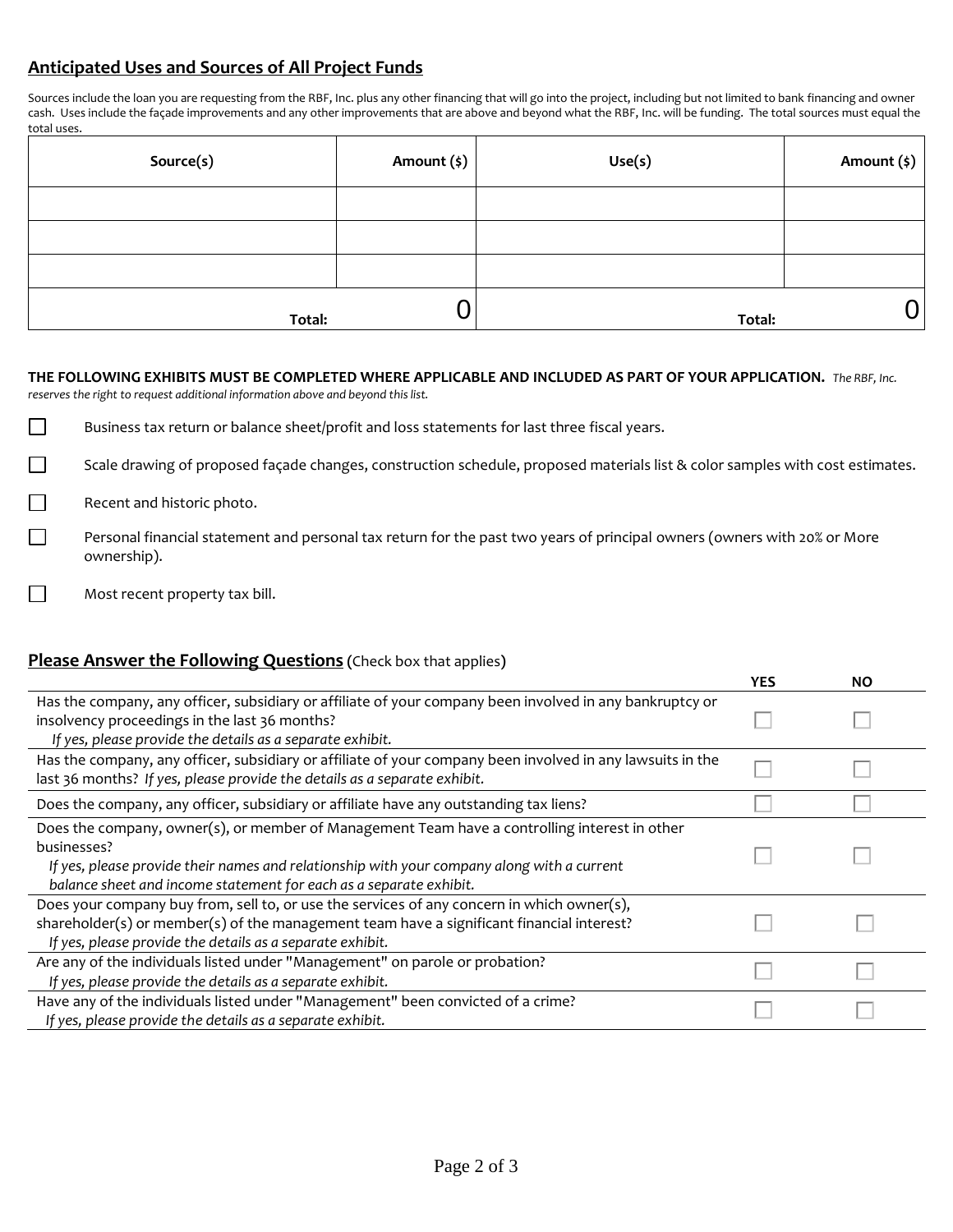## Anticipated Uses and Sources of All Project Funds

Sources include the loan you are requesting from the RBF, Inc. plus any other financing that will go into the project, including but not limited to bank financing and owner cash. Uses include the façade improvements and any other improvements that are above and beyond what the RBF, Inc. will be funding. The total sources must equal the total uses.

| Source(s) | Amount ($) | Use(s) | Amount ($) |
|---|---|---|---|
| | | | |
| | | | |
| | | | |
| Total: | 0 | Total: | 0 |

**THE FOLLOWING EXHIBITS MUST BE COMPLETED WHERE APPLICABLE AND INCLUDED AS PART OF YOUR APPLICATION.** *The RBF, Inc. reserves the right to request additional information above and beyond this list.*

☐ Business tax return or balance sheet/profit and loss statements for last three fiscal years.

☐ Scale drawing of proposed façade changes, construction schedule, proposed materials list & color samples with cost estimates.

☐ Recent and historic photo.

☐ Personal financial statement and personal tax return for the past two years of principal owners (owners with 20% or More ownership).

☐ Most recent property tax bill.

## Please Answer the Following Questions (Check box that applies)

| | YES | NO |
|---|---|---|
| Has the company, any officer, subsidiary or affiliate of your company been involved in any bankruptcy or insolvency proceedings in the last 36 months? *If yes, please provide the details as a separate exhibit.* | ☐ | ☐ |
| Has the company, any officer, subsidiary or affiliate of your company been involved in any lawsuits in the last 36 months? *If yes, please provide the details as a separate exhibit.* | ☐ | ☐ |
| Does the company, any officer, subsidiary or affiliate have any outstanding tax liens? | ☐ | ☐ |
| Does the company, owner(s), or member of Management Team have a controlling interest in other businesses? *If yes, please provide their names and relationship with your company along with a current balance sheet and income statement for each as a separate exhibit.* | ☐ | ☐ |
| Does your company buy from, sell to, or use the services of any concern in which owner(s), shareholder(s) or member(s) of the management team have a significant financial interest? *If yes, please provide the details as a separate exhibit.* | ☐ | ☐ |
| Are any of the individuals listed under "Management" on parole or probation? *If yes, please provide the details as a separate exhibit.* | ☐ | ☐ |
| Have any of the individuals listed under "Management" been convicted of a crime? *If yes, please provide the details as a separate exhibit.* | ☐ | ☐ |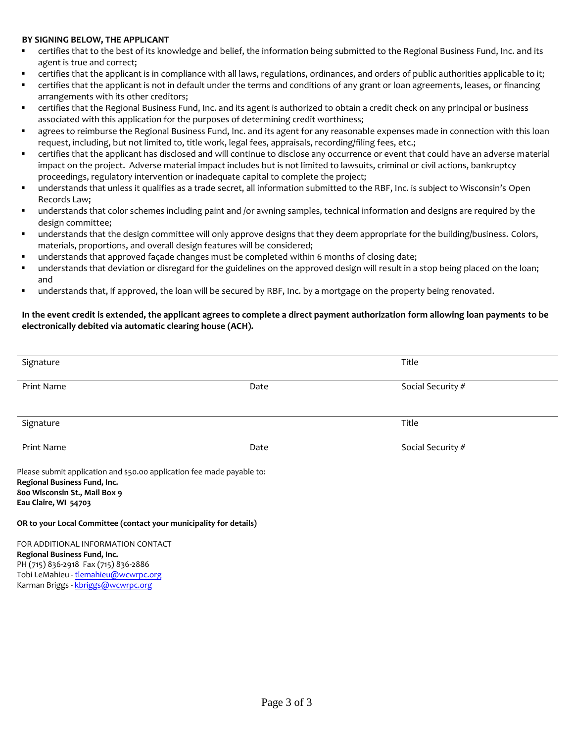**BY SIGNING BELOW, THE APPLICANT**

- certifies that to the best of its knowledge and belief, the information being submitted to the Regional Business Fund, Inc. and its agent is true and correct;
- certifies that the applicant is in compliance with all laws, regulations, ordinances, and orders of public authorities applicable to it;
- certifies that the applicant is not in default under the terms and conditions of any grant or loan agreements, leases, or financing arrangements with its other creditors;
- certifies that the Regional Business Fund, Inc. and its agent is authorized to obtain a credit check on any principal or business associated with this application for the purposes of determining credit worthiness;
- agrees to reimburse the Regional Business Fund, Inc. and its agent for any reasonable expenses made in connection with this loan request, including, but not limited to, title work, legal fees, appraisals, recording/filing fees, etc.;
- certifies that the applicant has disclosed and will continue to disclose any occurrence or event that could have an adverse material impact on the project. Adverse material impact includes but is not limited to lawsuits, criminal or civil actions, bankruptcy proceedings, regulatory intervention or inadequate capital to complete the project;
- understands that unless it qualifies as a trade secret, all information submitted to the RBF, Inc. is subject to Wisconsin's Open Records Law;
- understands that color schemes including paint and /or awning samples, technical information and designs are required by the design committee;
- understands that the design committee will only approve designs that they deem appropriate for the building/business. Colors, materials, proportions, and overall design features will be considered;
- understands that approved façade changes must be completed within 6 months of closing date;
- understands that deviation or disregard for the guidelines on the approved design will result in a stop being placed on the loan; and
- understands that, if approved, the loan will be secured by RBF, Inc. by a mortgage on the property being renovated.

**In the event credit is extended, the applicant agrees to complete a direct payment authorization form allowing loan payments to be electronically debited via automatic clearing house (ACH).**

Signature _______________________ Title _______________________

Print Name _______________________ Date _______________________ Social Security # _______________________

Signature _______________________ Title _______________________

Print Name _______________________ Date _______________________ Social Security # _______________________

Please submit application and $50.00 application fee made payable to:
**Regional Business Fund, Inc.**
**800 Wisconsin St., Mail Box 9**
**Eau Claire, WI 54703**

**OR to your Local Committee (contact your municipality for details)**

FOR ADDITIONAL INFORMATION CONTACT
**Regional Business Fund, Inc.**
PH (715) 836-2918 Fax (715) 836-2886
Tobi LeMahieu - tlemahieu@wcwrpc.org
Karman Briggs - kbriggs@wcwrpc.org